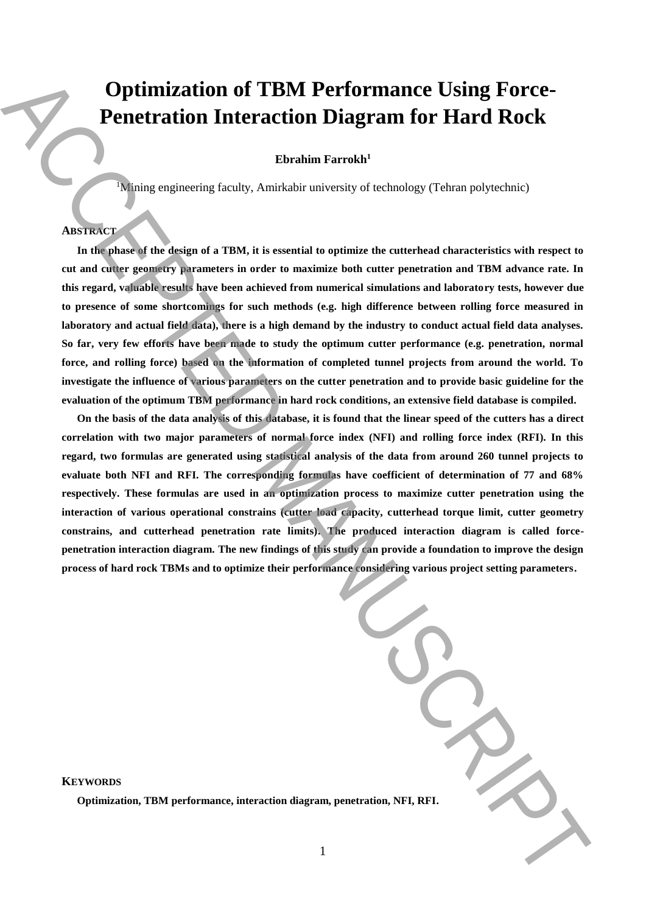# Optimization of TBM Performance Using Force-Penetration Interaction Diagram for Hard Rock

**Ebrahim Farrokh[1]**

[1]Mining engineering faculty, Amirkabir university of technology (Tehran polytechnic)

## Abstract

**In the phase of the design of a TBM, it is essential to optimize the cutterhead characteristics with respect to cut and cutter geometry parameters in order to maximize both cutter penetration and TBM advance rate. In this regard, valuable results have been achieved from numerical simulations and laboratory tests, however due to presence of some shortcomings for such methods (e.g. high difference between rolling force measured in laboratory and actual field data), there is a high demand by the industry to conduct actual field data analyses. So far, very few efforts have been made to study the optimum cutter performance (e.g. penetration, normal force, and rolling force) based on the information of completed tunnel projects from around the world. To investigate the influence of various parameters on the cutter penetration and to provide basic guideline for the evaluation of the optimum TBM performance in hard rock conditions, an extensive field database is compiled.**

**On the basis of the data analysis of this database, it is found that the linear speed of the cutters has a direct correlation with two major parameters of normal force index (NFI) and rolling force index (RFI). In this regard, two formulas are generated using statistical analysis of the data from around 260 tunnel projects to evaluate both NFI and RFI. The corresponding formulas have coefficient of determination of 77 and 68% respectively. These formulas are used in an optimization process to maximize cutter penetration using the interaction of various operational constrains (cutter load capacity, cutterhead torque limit, cutter geometry constrains, and cutterhead penetration rate limits). The produced interaction diagram is called force-penetration interaction diagram. The new findings of this study can provide a foundation to improve the design process of hard rock TBMs and to optimize their performance considering various project setting parameters.**

## Keywords

**Optimization, TBM performance, interaction diagram, penetration, NFI, RFI.**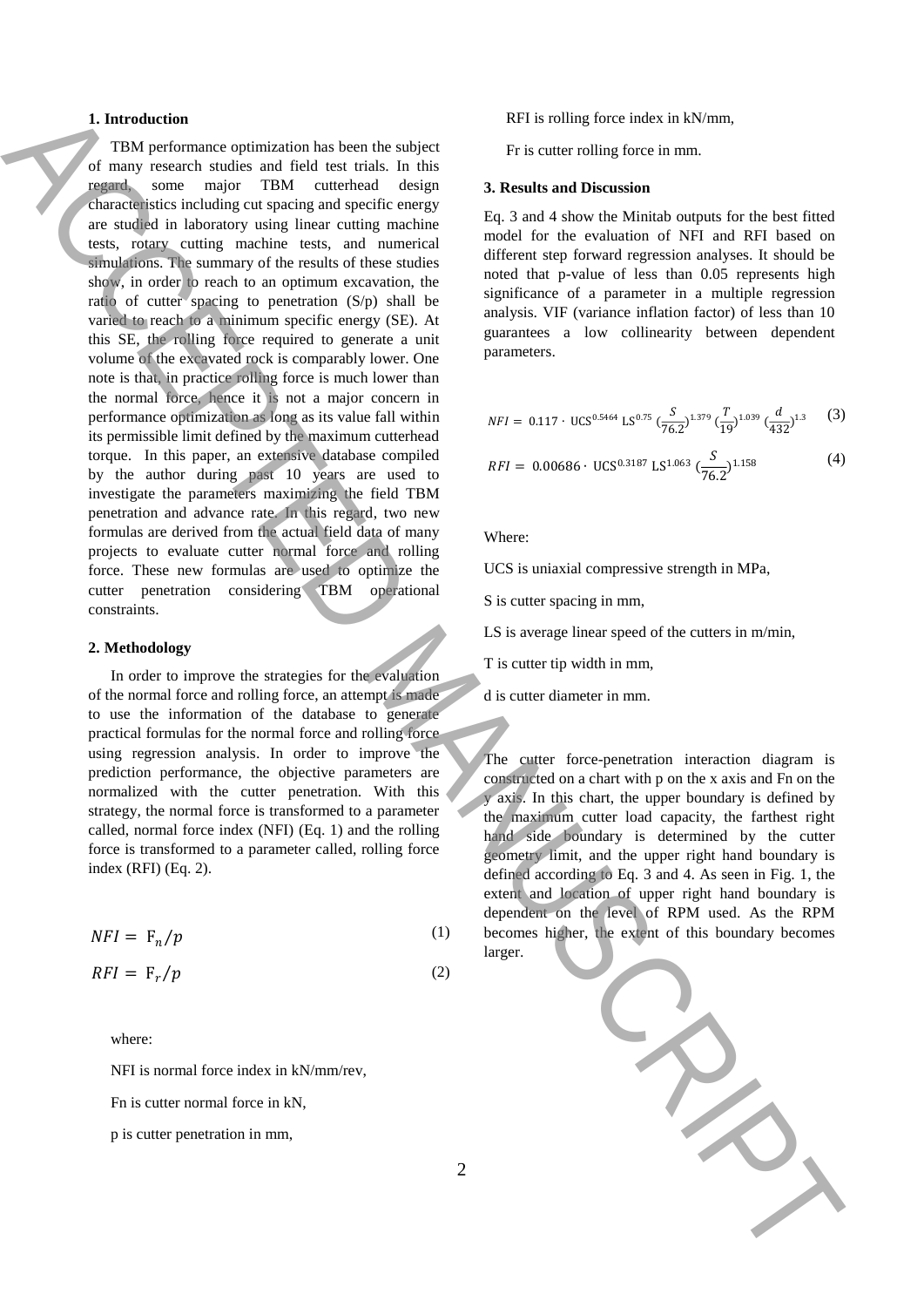## 1. Introduction

TBM performance optimization has been the subject of many research studies and field test trials. In this regard, some major TBM cutterhead design characteristics including cut spacing and specific energy are studied in laboratory using linear cutting machine tests, rotary cutting machine tests, and numerical simulations. The summary of the results of these studies show, in order to reach to an optimum excavation, the ratio of cutter spacing to penetration (S/p) shall be varied to reach to a minimum specific energy (SE). At this SE, the rolling force required to generate a unit volume of the excavated rock is comparably lower. One note is that, in practice rolling force is much lower than the normal force, hence it is not a major concern in performance optimization as long as its value fall within its permissible limit defined by the maximum cutterhead torque. In this paper, an extensive database compiled by the author during past 10 years are used to investigate the parameters maximizing the field TBM penetration and advance rate. In this regard, two new formulas are derived from the actual field data of many projects to evaluate cutter normal force and rolling force. These new formulas are used to optimize the cutter penetration considering TBM operational constraints.

## 2. Methodology

In order to improve the strategies for the evaluation of the normal force and rolling force, an attempt is made to use the information of the database to generate practical formulas for the normal force and rolling force using regression analysis. In order to improve the prediction performance, the objective parameters are normalized with the cutter penetration. With this strategy, the normal force is transformed to a parameter called, normal force index (NFI) (Eq. 1) and the rolling force is transformed to a parameter called, rolling force index (RFI) (Eq. 2).

$$NFI = F_n/p \tag{1}$$

$$RFI = F_r/p \tag{2}$$

where:

NFI is normal force index in kN/mm/rev,

Fn is cutter normal force in kN,

p is cutter penetration in mm,

RFI is rolling force index in kN/mm,

Fr is cutter rolling force in mm.

## 3. Results and Discussion

Eq. 3 and 4 show the Minitab outputs for the best fitted model for the evaluation of NFI and RFI based on different step forward regression analyses. It should be noted that p-value of less than 0.05 represents high significance of a parameter in a multiple regression analysis. VIF (variance inflation factor) of less than 10 guarantees a low collinearity between dependent parameters.

$$NFI = 0.117 \cdot \text{UCS}^{0.5464}\ \text{LS}^{0.75}\ \left(\frac{S}{76.2}\right)^{1.379}\left(\frac{T}{19}\right)^{1.039}\left(\frac{d}{432}\right)^{1.3} \tag{3}$$

$$RFI = 0.00686 \cdot \text{UCS}^{0.3187}\ \text{LS}^{1.063}\ \left(\frac{S}{76.2}\right)^{1.158} \tag{4}$$

Where:

UCS is uniaxial compressive strength in MPa,

S is cutter spacing in mm,

LS is average linear speed of the cutters in m/min,

T is cutter tip width in mm,

d is cutter diameter in mm.

The cutter force-penetration interaction diagram is constructed on a chart with p on the x axis and Fn on the y axis. In this chart, the upper boundary is defined by the maximum cutter load capacity, the farthest right hand side boundary is determined by the cutter geometry limit, and the upper right hand boundary is defined according to Eq. 3 and 4. As seen in Fig. 1, the extent and location of upper right hand boundary is dependent on the level of RPM used. As the RPM becomes higher, the extent of this boundary becomes larger.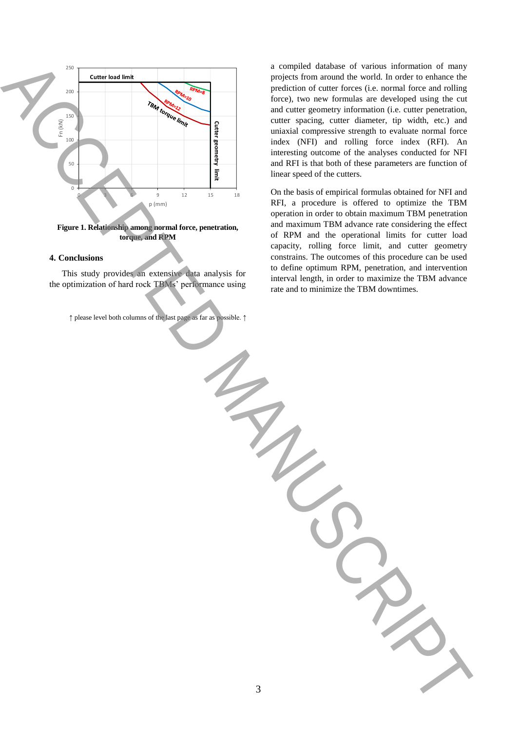250

200

150

100

50

0

0 3 6 9 12 15 18

p (mm)

Fn (kN)

Cutter load limit

RPM=8

RPM=10

RPM=12

TBM torque limit

Cutter geometry limit

**Figure 1. Relationship among normal force, penetration, torque, and RPM**

## 4. Conclusions

This study provides an extensive data analysis for the optimization of hard rock TBMs' performance using a compiled database of various information of many projects from around the world. In order to enhance the prediction of cutter forces (i.e. normal force and rolling force), two new formulas are developed using the cut and cutter geometry information (i.e. cutter penetration, cutter spacing, cutter diameter, tip width, etc.) and uniaxial compressive strength to evaluate normal force index (NFI) and rolling force index (RFI). An interesting outcome of the analyses conducted for NFI and RFI is that both of these parameters are function of linear speed of the cutters.

On the basis of empirical formulas obtained for NFI and RFI, a procedure is offered to optimize the TBM operation in order to obtain maximum TBM penetration and maximum TBM advance rate considering the effect of RPM and the operational limits for cutter load capacity, rolling force limit, and cutter geometry constrains. The outcomes of this procedure can be used to define optimum RPM, penetration, and intervention interval length, in order to maximize the TBM advance rate and to minimize the TBM downtimes.

↑ please level both columns of the last page as far as possible. ↑